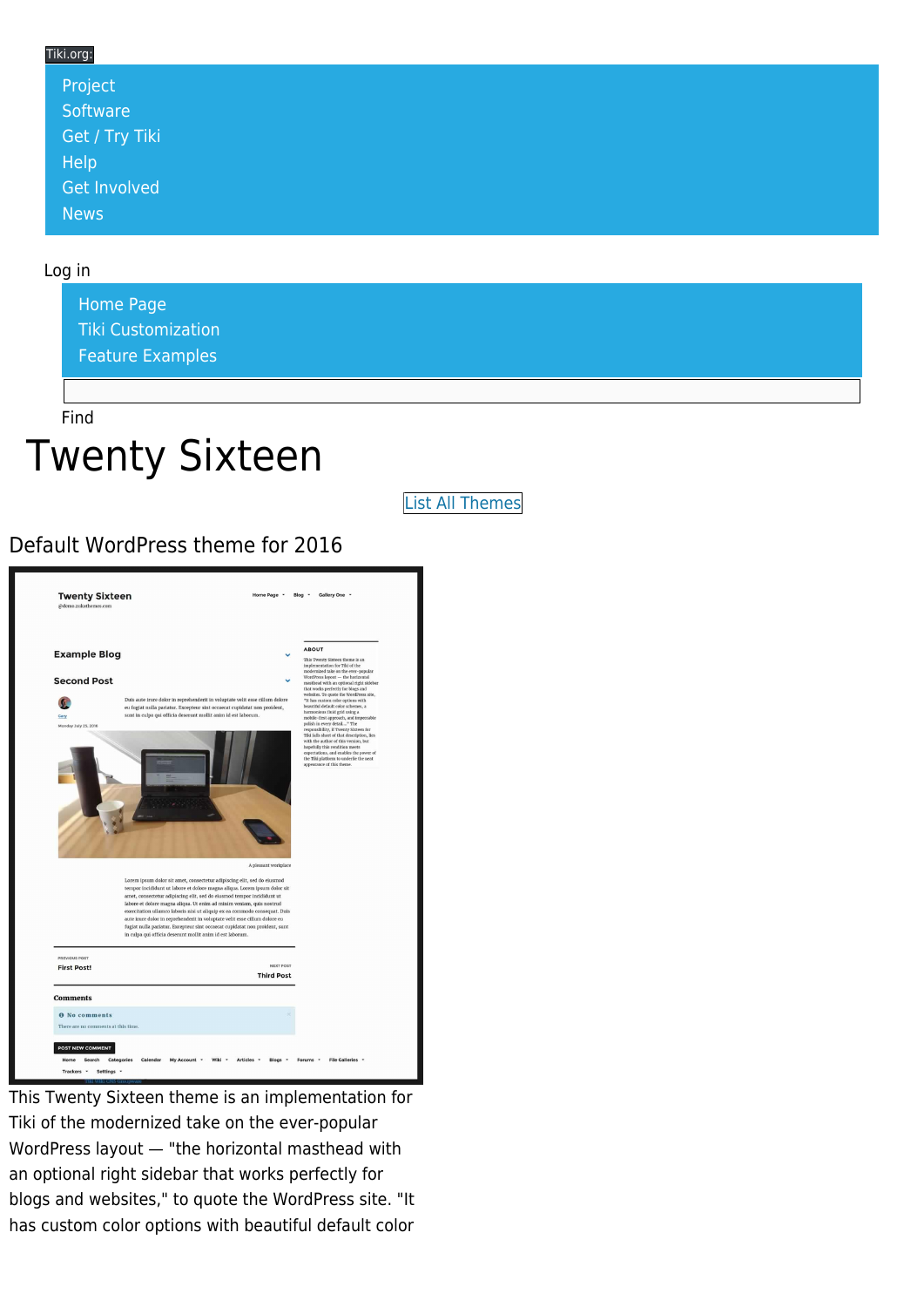Tiki.org:

- Project
- Software
- Get / Try Tiki
- Help
- Get Involved
- News

Log in

- Home Page
- Tiki Customization
- Feature Examples

Find

# Twenty Sixteen

List All Themes

## Default WordPress theme for 2016

This Twenty Sixteen theme is an implementation for Tiki of the modernized take on the ever-popular WordPress layout — "the horizontal masthead with an optional right sidebar that works perfectly for blogs and websites," to quote the WordPress site. "It has custom color options with beautiful default color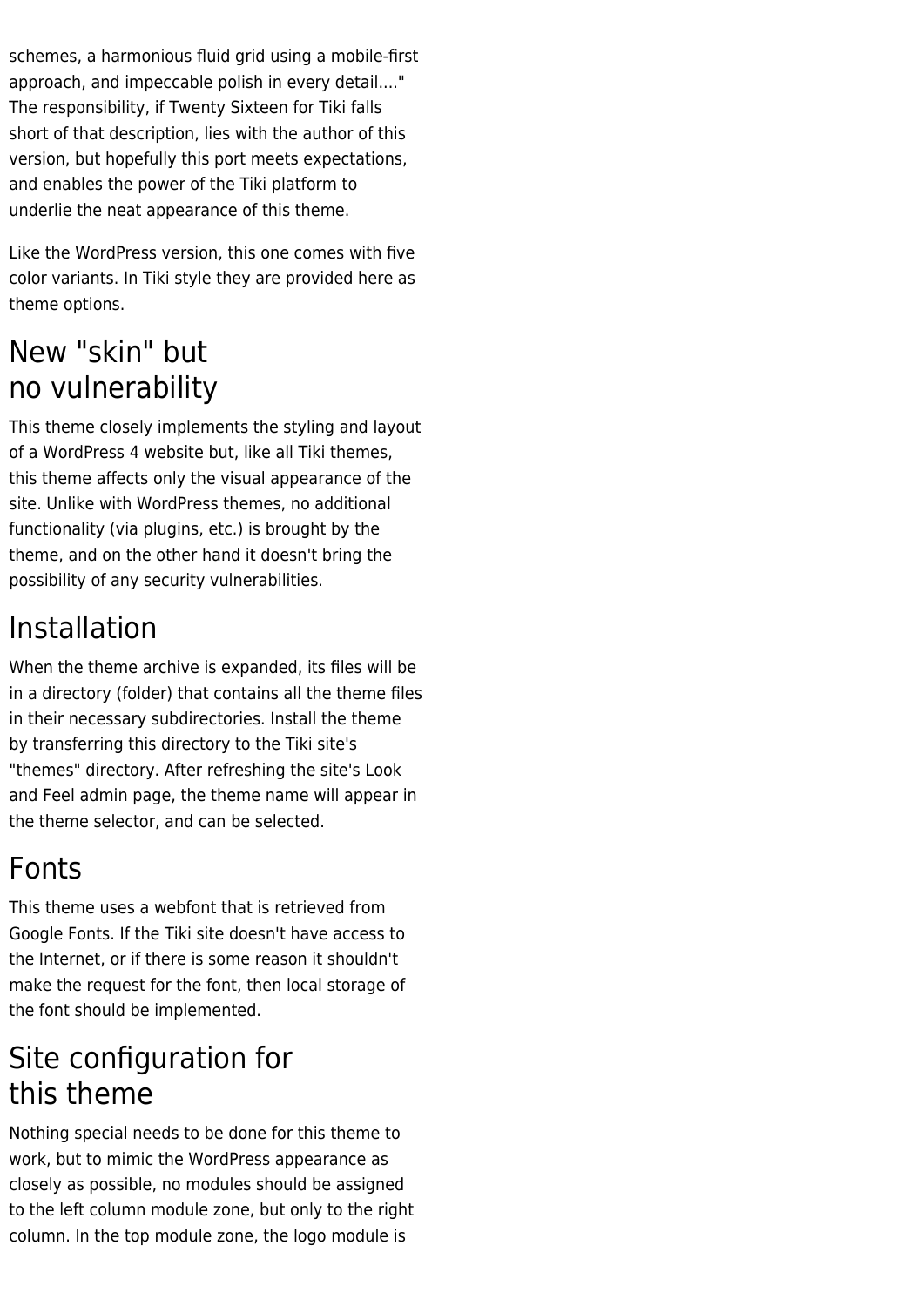schemes, a harmonious fluid grid using a mobile-first approach, and impeccable polish in every detail...." The responsibility, if Twenty Sixteen for Tiki falls short of that description, lies with the author of this version, but hopefully this port meets expectations, and enables the power of the Tiki platform to underlie the neat appearance of this theme.

Like the WordPress version, this one comes with five color variants. In Tiki style they are provided here as theme options.

## New "skin" but no vulnerability

This theme closely implements the styling and layout of a WordPress 4 website but, like all Tiki themes, this theme affects only the visual appearance of the site. Unlike with WordPress themes, no additional functionality (via plugins, etc.) is brought by the theme, and on the other hand it doesn't bring the possibility of any security vulnerabilities.

## Installation

When the theme archive is expanded, its files will be in a directory (folder) that contains all the theme files in their necessary subdirectories. Install the theme by transferring this directory to the Tiki site's "themes" directory. After refreshing the site's Look and Feel admin page, the theme name will appear in the theme selector, and can be selected.

## Fonts

This theme uses a webfont that is retrieved from Google Fonts. If the Tiki site doesn't have access to the Internet, or if there is some reason it shouldn't make the request for the font, then local storage of the font should be implemented.

## Site configuration for this theme

Nothing special needs to be done for this theme to work, but to mimic the WordPress appearance as closely as possible, no modules should be assigned to the left column module zone, but only to the right column. In the top module zone, the logo module is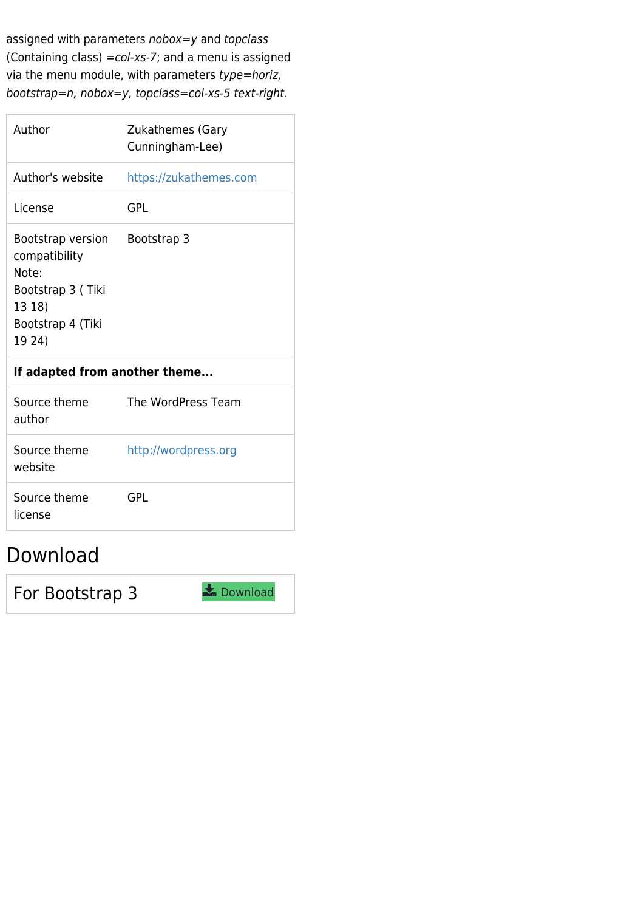assigned with parameters *nobox=y* and *topclass* (Containing class) =*col-xs-7*; and a menu is assigned via the menu module, with parameters *type=horiz, bootstrap=n, nobox=y, topclass=col-xs-5 text-right*.

| | |
|---|---|
| Author | Zukathemes (Gary Cunningham-Lee) |
| Author's website | https://zukathemes.com |
| License | GPL |
| Bootstrap version compatibility Note: Bootstrap 3 ( Tiki 13 18) Bootstrap 4 (Tiki 19 24) | Bootstrap 3 |
| **If adapted from another theme...** | |
| Source theme author | The WordPress Team |
| Source theme website | http://wordpress.org |
| Source theme license | GPL |

## Download

| | |
|---|---|
| For Bootstrap 3 | Download |